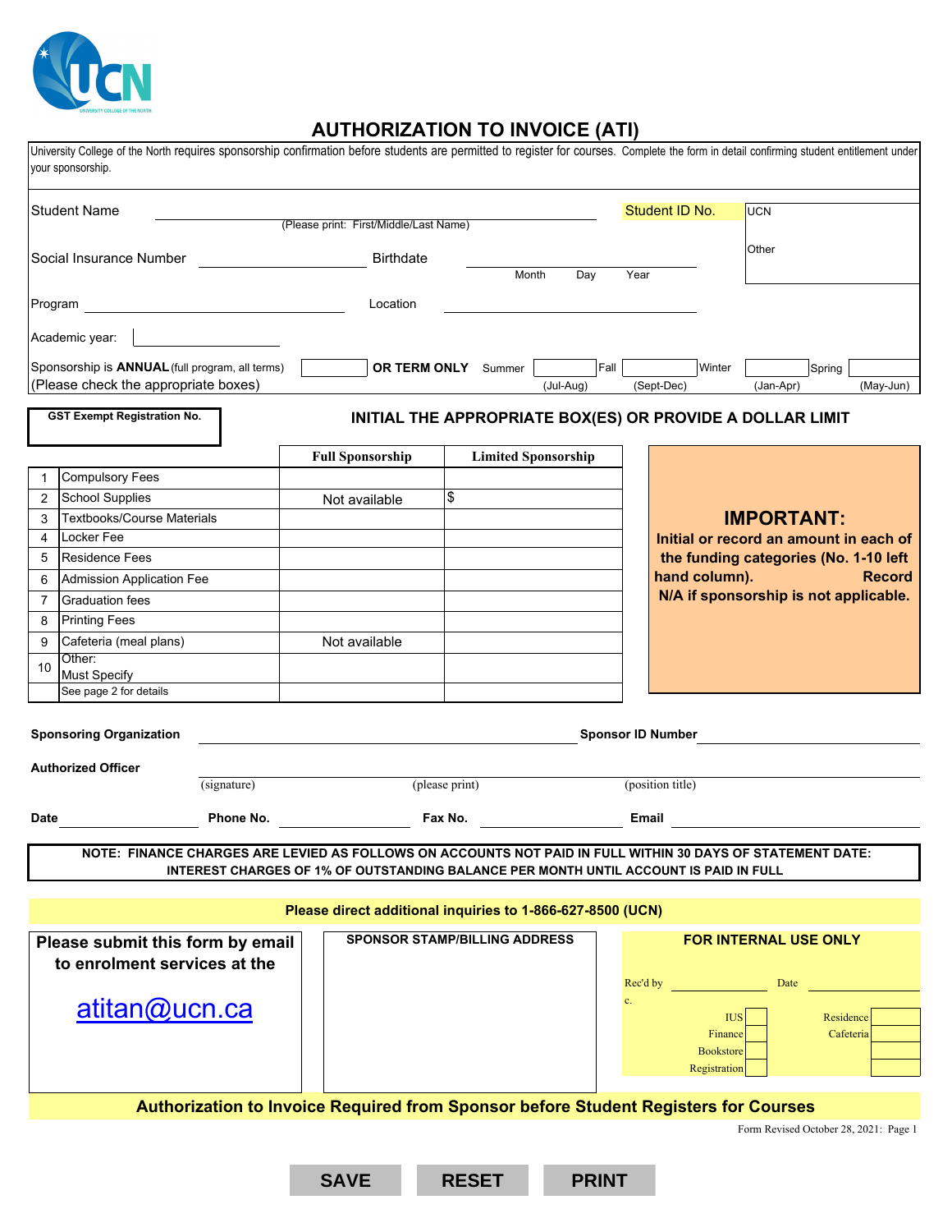UCN

UNIVERSITY COLLEGE OF THE NORTH

# AUTHORIZATION TO INVOICE (ATI)

University College of the North requires sponsorship confirmation before students are permitted to register for courses. Complete the form in detail confirming student entitlement under your sponsorship.

Student Name ______________________________ (Please print: First/Middle/Last Name)

Student ID No. UCN ________ Other ________

Social Insurance Number ______________ Birthdate ______________ Month Day Year

Program ______________ Location ______________

Academic year: ______________

Sponsorship is **ANNUAL** (full program, all terms) [ ] **OR TERM ONLY** Summer (Jul-Aug) [ ] Fall (Sept-Dec) [ ] Winter (Jan-Apr) [ ] Spring (May-Jun) [ ]

(Please check the appropriate boxes)

**GST Exempt Registration No.**

**INITIAL THE APPROPRIATE BOX(ES) OR PROVIDE A DOLLAR LIMIT**

| | | Full Sponsorship | Limited Sponsorship |
|---|---|---|---|
| 1 | Compulsory Fees | | |
| 2 | School Supplies | Not available | $ |
| 3 | Textbooks/Course Materials | | |
| 4 | Locker Fee | | |
| 5 | Residence Fees | | |
| 6 | Admission Application Fee | | |
| 7 | Graduation fees | | |
| 8 | Printing Fees | | |
| 9 | Cafeteria (meal plans) | Not available | |
| 10 | Other: Must Specify | | |
| | See page 2 for details | | |

**IMPORTANT:**
**Initial or record an amount in each of the funding categories (No. 1-10 left hand column). Record N/A if sponsorship is not applicable.**

**Sponsoring Organization** ______________ **Sponsor ID Number** ______________

**Authorized Officer** ______________ (signature) ______________ (please print) ______________ (position title)

**Date** ______________ **Phone No.** ______________ **Fax No.** ______________ **Email** ______________

**NOTE: FINANCE CHARGES ARE LEVIED AS FOLLOWS ON ACCOUNTS NOT PAID IN FULL WITHIN 30 DAYS OF STATEMENT DATE: INTEREST CHARGES OF 1% OF OUTSTANDING BALANCE PER MONTH UNTIL ACCOUNT IS PAID IN FULL**

**Please direct additional inquiries to 1-866-627-8500 (UCN)**

**Please submit this form by email to enrolment services at the**

atitan@ucn.ca

**SPONSOR STAMP/BILLING ADDRESS**

**FOR INTERNAL USE ONLY**

Rec'd by ______________ Date ______________

c.

| | | | |
|---|---|---|---|
| IUS | | Residence | |
| Finance | | Cafeteria | |
| Bookstore | | | |
| Registration | | | |

**Authorization to Invoice Required from Sponsor before Student Registers for Courses**

Form Revised October 28, 2021: Page 1

SAVE RESET PRINT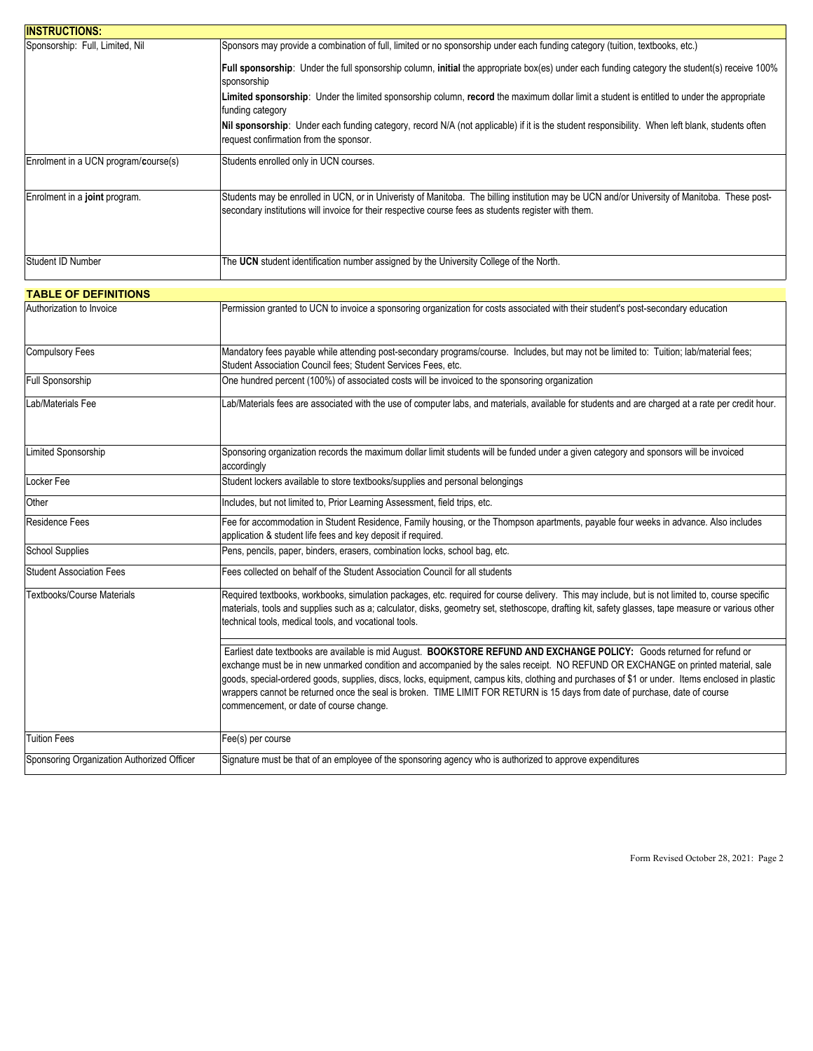## INSTRUCTIONS:

| | |
|---|---|
| Sponsorship: Full, Limited, Nil | Sponsors may provide a combination of full, limited or no sponsorship under each funding category (tuition, textbooks, etc.)<br><br>**Full sponsorship**: Under the full sponsorship column, **initial** the appropriate box(es) under each funding category the student(s) receive 100% sponsorship<br>**Limited sponsorship**: Under the limited sponsorship column, **record** the maximum dollar limit a student is entitled to under the appropriate funding category<br>**Nil sponsorship**: Under each funding category, record N/A (not applicable) if it is the student responsibility. When left blank, students often request confirmation from the sponsor. |
| Enrolment in a UCN program/**c**ourse(s) | Students enrolled only in UCN courses. |
| Enrolment in a **joint** program. | Students may be enrolled in UCN, or in Univeristy of Manitoba. The billing institution may be UCN and/or University of Manitoba. These post-secondary institutions will invoice for their respective course fees as students register with them. |
| Student ID Number | The **UCN** student identification number assigned by the University College of the North. |

## TABLE OF DEFINITIONS

| | |
|---|---|
| Authorization to Invoice | Permission granted to UCN to invoice a sponsoring organization for costs associated with their student's post-secondary education |
| Compulsory Fees | Mandatory fees payable while attending post-secondary programs/course. Includes, but may not be limited to: Tuition; lab/material fees; Student Association Council fees; Student Services Fees, etc. |
| Full Sponsorship | One hundred percent (100%) of associated costs will be invoiced to the sponsoring organization |
| Lab/Materials Fee | Lab/Materials fees are associated with the use of computer labs, and materials, available for students and are charged at a rate per credit hour. |
| Limited Sponsorship | Sponsoring organization records the maximum dollar limit students will be funded under a given category and sponsors will be invoiced accordingly |
| Locker Fee | Student lockers available to store textbooks/supplies and personal belongings |
| Other | Includes, but not limited to, Prior Learning Assessment, field trips, etc. |
| Residence Fees | Fee for accommodation in Student Residence, Family housing, or the Thompson apartments, payable four weeks in advance. Also includes application & student life fees and key deposit if required. |
| School Supplies | Pens, pencils, paper, binders, erasers, combination locks, school bag, etc. |
| Student Association Fees | Fees collected on behalf of the Student Association Council for all students |
| Textbooks/Course Materials | Required textbooks, workbooks, simulation packages, etc. required for course delivery. This may include, but is not limited to, course specific materials, tools and supplies such as a; calculator, disks, geometry set, stethoscope, drafting kit, safety glasses, tape measure or various other technical tools, medical tools, and vocational tools.<br><br>Earliest date textbooks are available is mid August. **BOOKSTORE REFUND AND EXCHANGE POLICY:** Goods returned for refund or exchange must be in new unmarked condition and accompanied by the sales receipt. NO REFUND OR EXCHANGE on printed material, sale goods, special-ordered goods, supplies, discs, locks, equipment, campus kits, clothing and purchases of $1 or under. Items enclosed in plastic wrappers cannot be returned once the seal is broken. TIME LIMIT FOR RETURN is 15 days from date of purchase, date of course commencement, or date of course change. |
| Tuition Fees | Fee(s) per course |
| Sponsoring Organization Authorized Officer | Signature must be that of an employee of the sponsoring agency who is authorized to approve expenditures |

Form Revised October 28, 2021